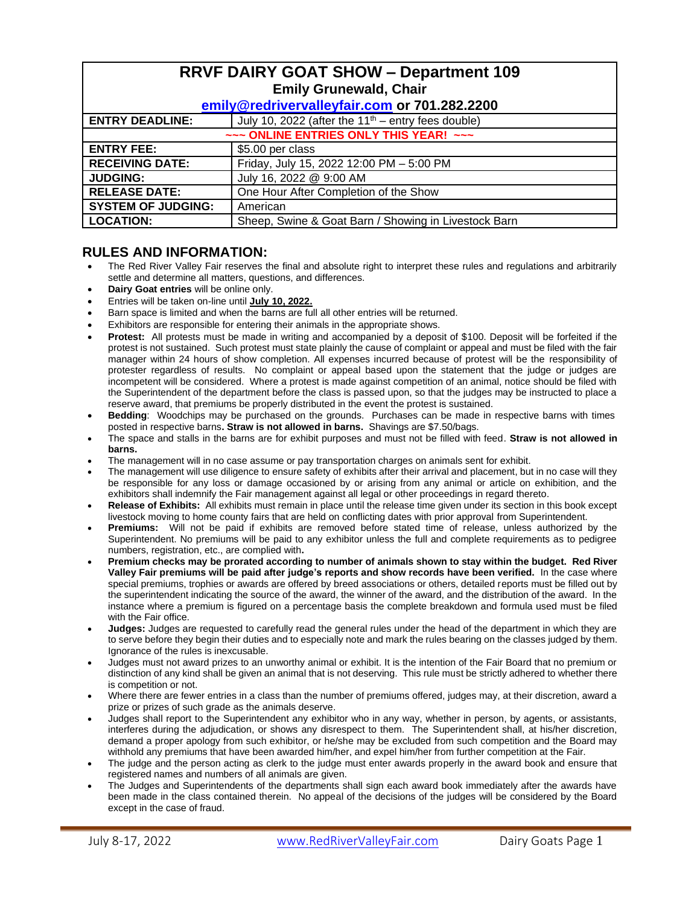# RRVF DAIRY GOAT SHOW – Department 109

**Emily Grunewald, Chair**

**emily@redrivervalleyfair.com or 701.282.2200**

| | |
|---|---|
| **ENTRY DEADLINE:** | July 10, 2022 (after the 11th – entry fees double) |
| **~~~ ONLINE ENTRIES ONLY THIS YEAR! ~~~** | |
| **ENTRY FEE:** | $5.00 per class |
| **RECEIVING DATE:** | Friday, July 15, 2022 12:00 PM – 5:00 PM |
| **JUDGING:** | July 16, 2022 @ 9:00 AM |
| **RELEASE DATE:** | One Hour After Completion of the Show |
| **SYSTEM OF JUDGING:** | American |
| **LOCATION:** | Sheep, Swine & Goat Barn / Showing in Livestock Barn |

## RULES AND INFORMATION:

- The Red River Valley Fair reserves the final and absolute right to interpret these rules and regulations and arbitrarily settle and determine all matters, questions, and differences.
- **Dairy Goat entries** will be online only.
- Entries will be taken on-line until **July 10, 2022.**
- Barn space is limited and when the barns are full all other entries will be returned.
- Exhibitors are responsible for entering their animals in the appropriate shows.
- **Protest:** All protests must be made in writing and accompanied by a deposit of $100. Deposit will be forfeited if the protest is not sustained. Such protest must state plainly the cause of complaint or appeal and must be filed with the fair manager within 24 hours of show completion. All expenses incurred because of protest will be the responsibility of protester regardless of results. No complaint or appeal based upon the statement that the judge or judges are incompetent will be considered. Where a protest is made against competition of an animal, notice should be filed with the Superintendent of the department before the class is passed upon, so that the judges may be instructed to place a reserve award, that premiums be properly distributed in the event the protest is sustained.
- **Bedding**: Woodchips may be purchased on the grounds. Purchases can be made in respective barns with times posted in respective barns**. Straw is not allowed in barns.** Shavings are $7.50/bags.
- The space and stalls in the barns are for exhibit purposes and must not be filled with feed. **Straw is not allowed in barns.**
- The management will in no case assume or pay transportation charges on animals sent for exhibit.
- The management will use diligence to ensure safety of exhibits after their arrival and placement, but in no case will they be responsible for any loss or damage occasioned by or arising from any animal or article on exhibition, and the exhibitors shall indemnify the Fair management against all legal or other proceedings in regard thereto.
- **Release of Exhibits:** All exhibits must remain in place until the release time given under its section in this book except livestock moving to home county fairs that are held on conflicting dates with prior approval from Superintendent.
- **Premiums:** Will not be paid if exhibits are removed before stated time of release, unless authorized by the Superintendent. No premiums will be paid to any exhibitor unless the full and complete requirements as to pedigree numbers, registration, etc., are complied with**.**
- **Premium checks may be prorated according to number of animals shown to stay within the budget. Red River Valley Fair premiums will be paid after judge's reports and show records have been verified.** In the case where special premiums, trophies or awards are offered by breed associations or others, detailed reports must be filled out by the superintendent indicating the source of the award, the winner of the award, and the distribution of the award. In the instance where a premium is figured on a percentage basis the complete breakdown and formula used must be filed with the Fair office.
- **Judges:** Judges are requested to carefully read the general rules under the head of the department in which they are to serve before they begin their duties and to especially note and mark the rules bearing on the classes judged by them. Ignorance of the rules is inexcusable.
- Judges must not award prizes to an unworthy animal or exhibit. It is the intention of the Fair Board that no premium or distinction of any kind shall be given an animal that is not deserving. This rule must be strictly adhered to whether there is competition or not.
- Where there are fewer entries in a class than the number of premiums offered, judges may, at their discretion, award a prize or prizes of such grade as the animals deserve.
- Judges shall report to the Superintendent any exhibitor who in any way, whether in person, by agents, or assistants, interferes during the adjudication, or shows any disrespect to them. The Superintendent shall, at his/her discretion, demand a proper apology from such exhibitor, or he/she may be excluded from such competition and the Board may withhold any premiums that have been awarded him/her, and expel him/her from further competition at the Fair.
- The judge and the person acting as clerk to the judge must enter awards properly in the award book and ensure that registered names and numbers of all animals are given.
- The Judges and Superintendents of the departments shall sign each award book immediately after the awards have been made in the class contained therein. No appeal of the decisions of the judges will be considered by the Board except in the case of fraud.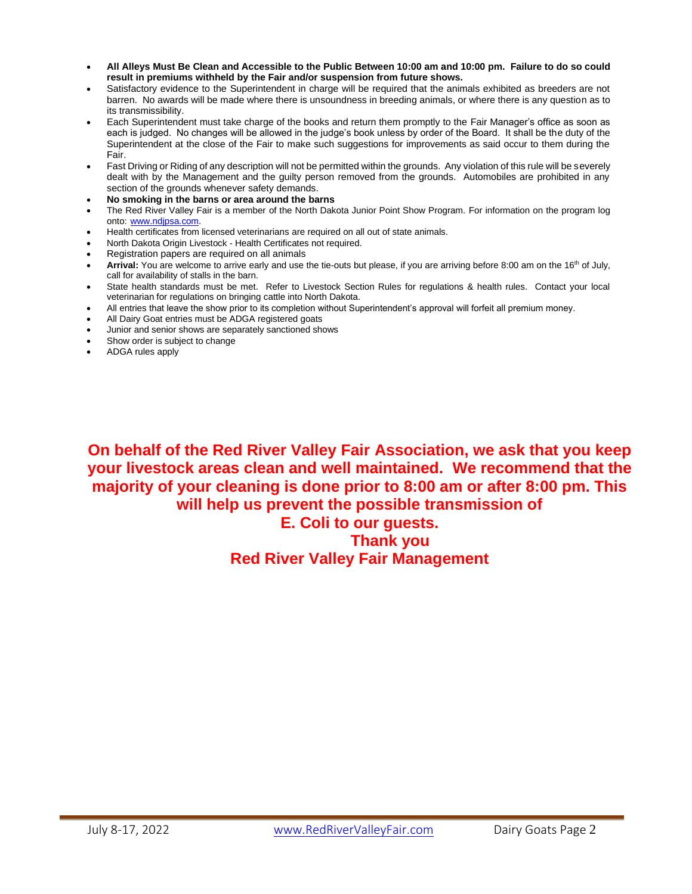- **All Alleys Must Be Clean and Accessible to the Public Between 10:00 am and 10:00 pm. Failure to do so could result in premiums withheld by the Fair and/or suspension from future shows.**
- Satisfactory evidence to the Superintendent in charge will be required that the animals exhibited as breeders are not barren. No awards will be made where there is unsoundness in breeding animals, or where there is any question as to its transmissibility.
- Each Superintendent must take charge of the books and return them promptly to the Fair Manager's office as soon as each is judged. No changes will be allowed in the judge's book unless by order of the Board. It shall be the duty of the Superintendent at the close of the Fair to make such suggestions for improvements as said occur to them during the Fair.
- Fast Driving or Riding of any description will not be permitted within the grounds. Any violation of this rule will be severely dealt with by the Management and the guilty person removed from the grounds. Automobiles are prohibited in any section of the grounds whenever safety demands.
- **No smoking in the barns or area around the barns**
- The Red River Valley Fair is a member of the North Dakota Junior Point Show Program. For information on the program log onto: www.ndjpsa.com.
- Health certificates from licensed veterinarians are required on all out of state animals.
- North Dakota Origin Livestock - Health Certificates not required.
- Registration papers are required on all animals
- **Arrival:** You are welcome to arrive early and use the tie-outs but please, if you are arriving before 8:00 am on the 16th of July, call for availability of stalls in the barn.
- State health standards must be met. Refer to Livestock Section Rules for regulations & health rules. Contact your local veterinarian for regulations on bringing cattle into North Dakota.
- All entries that leave the show prior to its completion without Superintendent's approval will forfeit all premium money.
- All Dairy Goat entries must be ADGA registered goats
- Junior and senior shows are separately sanctioned shows
- Show order is subject to change
- ADGA rules apply

**On behalf of the Red River Valley Fair Association, we ask that you keep your livestock areas clean and well maintained. We recommend that the majority of your cleaning is done prior to 8:00 am or after 8:00 pm. This will help us prevent the possible transmission of E. Coli to our guests.**

**Thank you**

**Red River Valley Fair Management**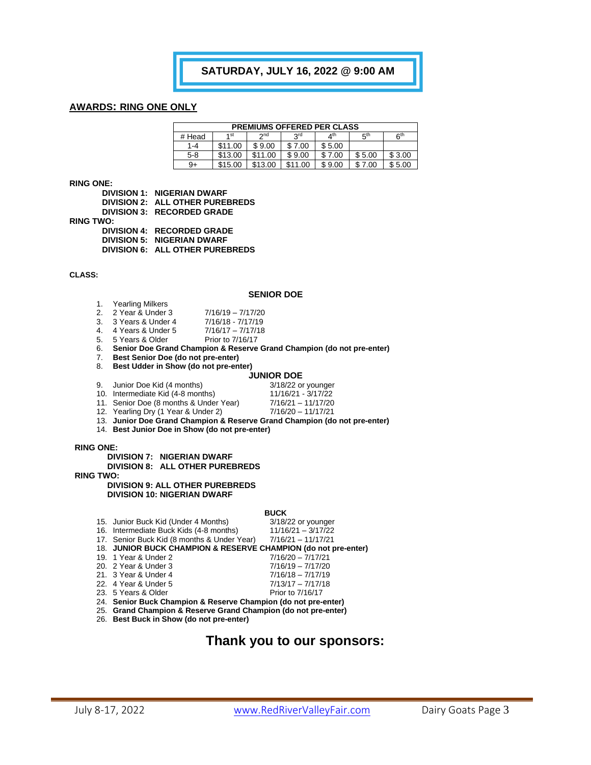## SATURDAY, JULY 16, 2022 @ 9:00 AM

**AWARDS: RING ONE ONLY**

| PREMIUMS OFFERED PER CLASS | | | | | | |
|---|---|---|---|---|---|---|
| # Head | 1st | 2nd | 3rd | 4th | 5th | 6th |
| 1-4 | $11.00 | $ 9.00 | $ 7.00 | $ 5.00 | | |
| 5-8 | $13.00 | $11.00 | $ 9.00 | $ 7.00 | $ 5.00 | $ 3.00 |
| 9+ | $15.00 | $13.00 | $11.00 | $ 9.00 | $ 7.00 | $ 5.00 |

**RING ONE:**

- **DIVISION 1: NIGERIAN DWARF**
- **DIVISION 2: ALL OTHER PUREBREDS**
- **DIVISION 3: RECORDED GRADE**

**RING TWO:**

- **DIVISION 4: RECORDED GRADE**
- **DIVISION 5: NIGERIAN DWARF**
- **DIVISION 6: ALL OTHER PUREBREDS**

**CLASS:**

### SENIOR DOE

1. Yearling Milkers
2. 2 Year & Under 3 — 7/16/19 – 7/17/20
3. 3 Years & Under 4 — 7/16/18 - 7/17/19
4. 4 Years & Under 5 — 7/16/17 – 7/17/18
5. 5 Years & Older — Prior to 7/16/17
6. **Senior Doe Grand Champion & Reserve Grand Champion (do not pre-enter)**
7. **Best Senior Doe (do not pre-enter)**
8. **Best Udder in Show (do not pre-enter)**

### JUNIOR DOE

9. Junior Doe Kid (4 months) — 3/18/22 or younger
10. Intermediate Kid (4-8 months) — 11/16/21 - 3/17/22
11. Senior Doe (8 months & Under Year) — 7/16/21 – 11/17/20
12. Yearling Dry (1 Year & Under 2) — 7/16/20 – 11/17/21
13. **Junior Doe Grand Champion & Reserve Grand Champion (do not pre-enter)**
14. **Best Junior Doe in Show (do not pre-enter)**

**RING ONE:**

- **DIVISION 7: NIGERIAN DWARF**
- **DIVISION 8: ALL OTHER PUREBREDS**

**RING TWO:**

- **DIVISION 9: ALL OTHER PUREBREDS**
- **DIVISION 10: NIGERIAN DWARF**

### BUCK

15. Junior Buck Kid (Under 4 Months) — 3/18/22 or younger
16. Intermediate Buck Kids (4-8 months) — 11/16/21 – 3/17/22
17. Senior Buck Kid (8 months & Under Year) — 7/16/21 – 11/17/21
18. **JUNIOR BUCK CHAMPION & RESERVE CHAMPION (do not pre-enter)**
19. 1 Year & Under 2 — 7/16/20 – 7/17/21
20. 2 Year & Under 3 — 7/16/19 – 7/17/20
21. 3 Year & Under 4 — 7/16/18 – 7/17/19
22. 4 Year & Under 5 — 7/13/17 – 7/17/18
23. 5 Years & Older — Prior to 7/16/17
24. **Senior Buck Champion & Reserve Champion (do not pre-enter)**
25. **Grand Champion & Reserve Grand Champion (do not pre-enter)**
26. **Best Buck in Show (do not pre-enter)**

## Thank you to our sponsors: